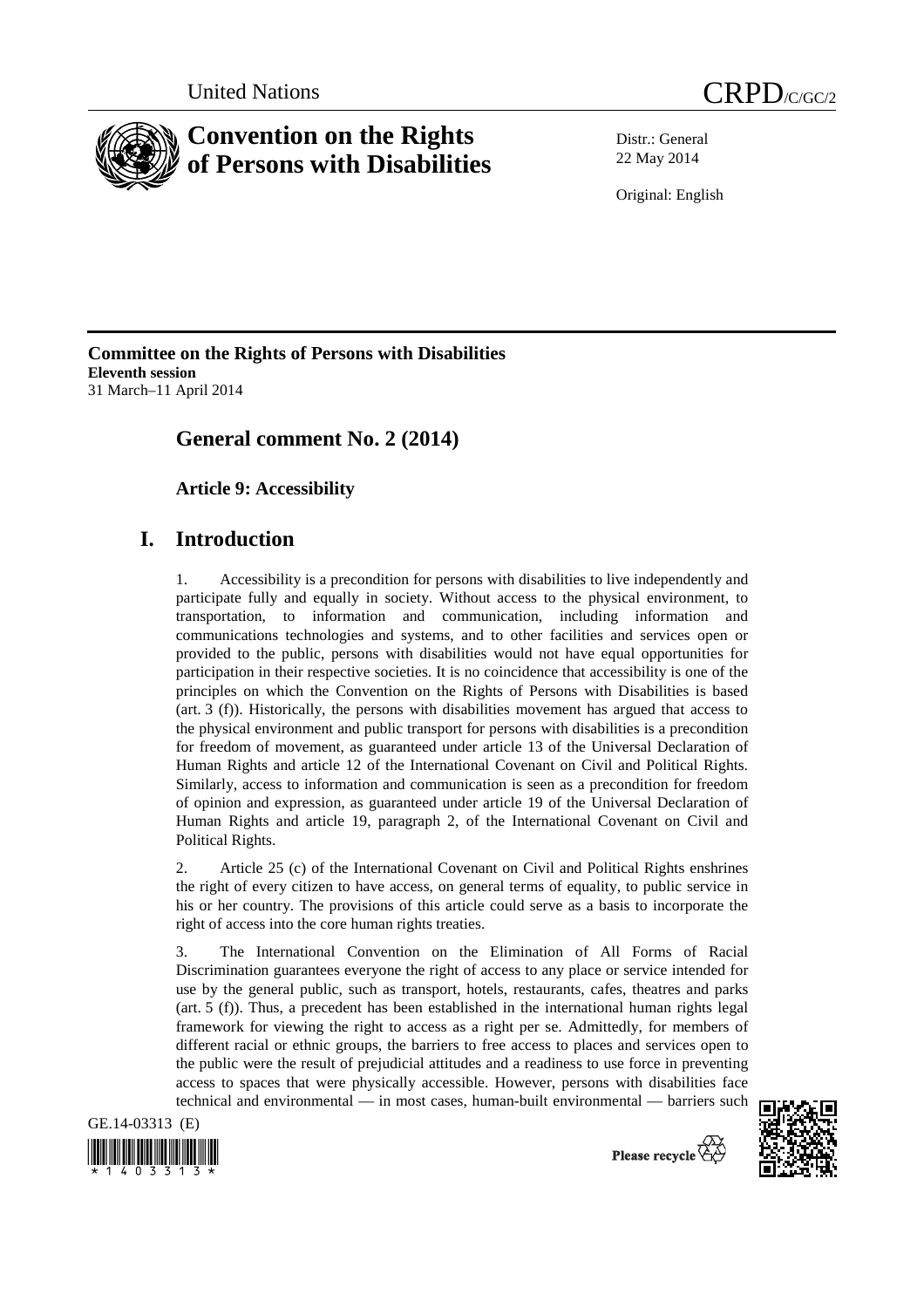United Nations

CRPD/C/GC/2

# Convention on the Rights of Persons with Disabilities

Distr.: General
22 May 2014

Original: English

**Committee on the Rights of Persons with Disabilities**
**Eleventh session**
31 March–11 April 2014

## General comment No. 2 (2014)

### Article 9: Accessibility

## I. Introduction

1. Accessibility is a precondition for persons with disabilities to live independently and participate fully and equally in society. Without access to the physical environment, to transportation, to information and communication, including information and communications technologies and systems, and to other facilities and services open or provided to the public, persons with disabilities would not have equal opportunities for participation in their respective societies. It is no coincidence that accessibility is one of the principles on which the Convention on the Rights of Persons with Disabilities is based (art. 3 (f)). Historically, the persons with disabilities movement has argued that access to the physical environment and public transport for persons with disabilities is a precondition for freedom of movement, as guaranteed under article 13 of the Universal Declaration of Human Rights and article 12 of the International Covenant on Civil and Political Rights. Similarly, access to information and communication is seen as a precondition for freedom of opinion and expression, as guaranteed under article 19 of the Universal Declaration of Human Rights and article 19, paragraph 2, of the International Covenant on Civil and Political Rights.

2. Article 25 (c) of the International Covenant on Civil and Political Rights enshrines the right of every citizen to have access, on general terms of equality, to public service in his or her country. The provisions of this article could serve as a basis to incorporate the right of access into the core human rights treaties.

3. The International Convention on the Elimination of All Forms of Racial Discrimination guarantees everyone the right of access to any place or service intended for use by the general public, such as transport, hotels, restaurants, cafes, theatres and parks (art. 5 (f)). Thus, a precedent has been established in the international human rights legal framework for viewing the right to access as a right per se. Admittedly, for members of different racial or ethnic groups, the barriers to free access to places and services open to the public were the result of prejudicial attitudes and a readiness to use force in preventing access to spaces that were physically accessible. However, persons with disabilities face technical and environmental — in most cases, human-built environmental — barriers such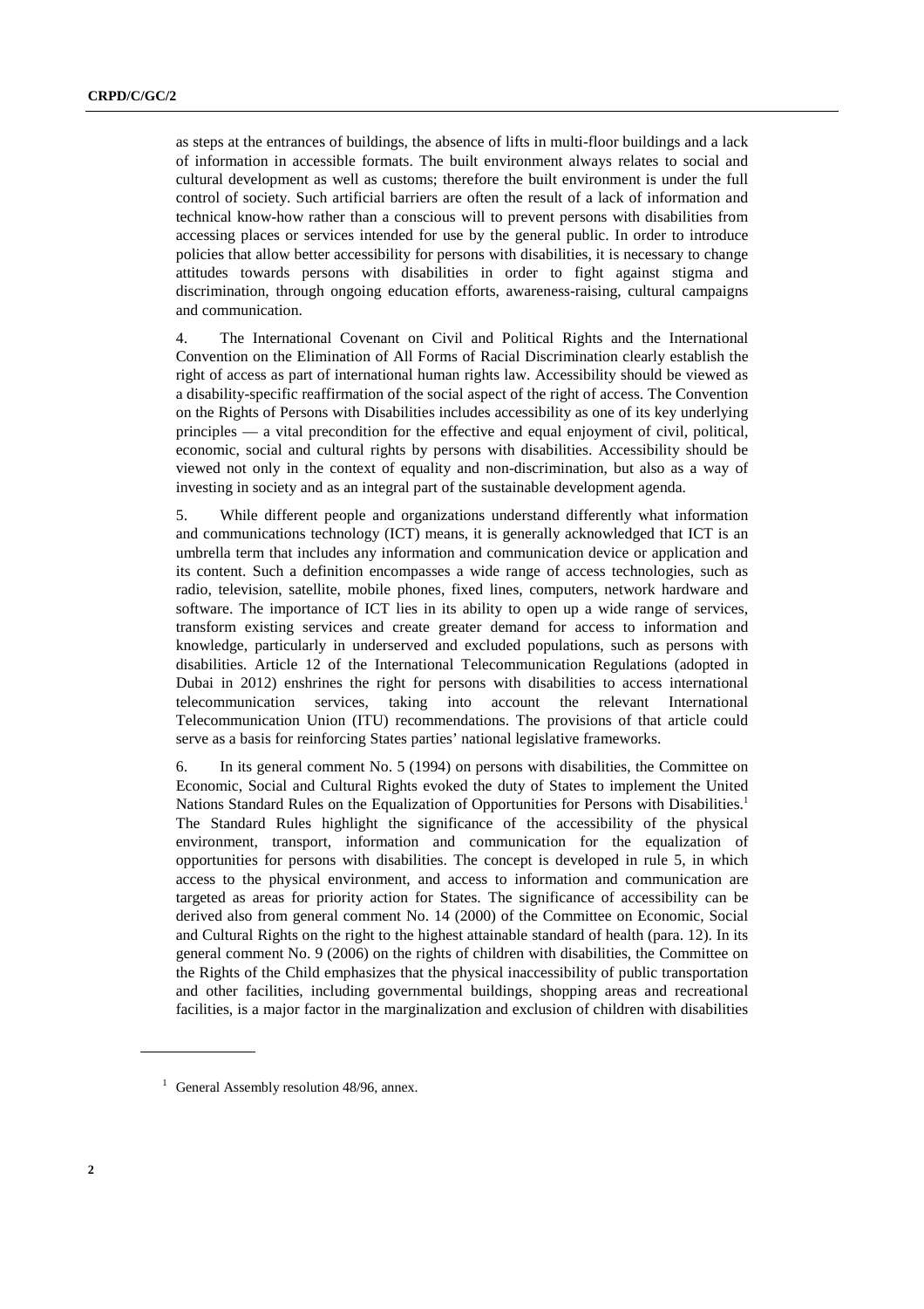as steps at the entrances of buildings, the absence of lifts in multi-floor buildings and a lack of information in accessible formats. The built environment always relates to social and cultural development as well as customs; therefore the built environment is under the full control of society. Such artificial barriers are often the result of a lack of information and technical know-how rather than a conscious will to prevent persons with disabilities from accessing places or services intended for use by the general public. In order to introduce policies that allow better accessibility for persons with disabilities, it is necessary to change attitudes towards persons with disabilities in order to fight against stigma and discrimination, through ongoing education efforts, awareness-raising, cultural campaigns and communication.

4. The International Covenant on Civil and Political Rights and the International Convention on the Elimination of All Forms of Racial Discrimination clearly establish the right of access as part of international human rights law. Accessibility should be viewed as a disability-specific reaffirmation of the social aspect of the right of access. The Convention on the Rights of Persons with Disabilities includes accessibility as one of its key underlying principles — a vital precondition for the effective and equal enjoyment of civil, political, economic, social and cultural rights by persons with disabilities. Accessibility should be viewed not only in the context of equality and non-discrimination, but also as a way of investing in society and as an integral part of the sustainable development agenda.

5. While different people and organizations understand differently what information and communications technology (ICT) means, it is generally acknowledged that ICT is an umbrella term that includes any information and communication device or application and its content. Such a definition encompasses a wide range of access technologies, such as radio, television, satellite, mobile phones, fixed lines, computers, network hardware and software. The importance of ICT lies in its ability to open up a wide range of services, transform existing services and create greater demand for access to information and knowledge, particularly in underserved and excluded populations, such as persons with disabilities. Article 12 of the International Telecommunication Regulations (adopted in Dubai in 2012) enshrines the right for persons with disabilities to access international telecommunication services, taking into account the relevant International Telecommunication Union (ITU) recommendations. The provisions of that article could serve as a basis for reinforcing States parties' national legislative frameworks.

6. In its general comment No. 5 (1994) on persons with disabilities, the Committee on Economic, Social and Cultural Rights evoked the duty of States to implement the United Nations Standard Rules on the Equalization of Opportunities for Persons with Disabilities.[1] The Standard Rules highlight the significance of the accessibility of the physical environment, transport, information and communication for the equalization of opportunities for persons with disabilities. The concept is developed in rule 5, in which access to the physical environment, and access to information and communication are targeted as areas for priority action for States. The significance of accessibility can be derived also from general comment No. 14 (2000) of the Committee on Economic, Social and Cultural Rights on the right to the highest attainable standard of health (para. 12). In its general comment No. 9 (2006) on the rights of children with disabilities, the Committee on the Rights of the Child emphasizes that the physical inaccessibility of public transportation and other facilities, including governmental buildings, shopping areas and recreational facilities, is a major factor in the marginalization and exclusion of children with disabilities

[1] General Assembly resolution 48/96, annex.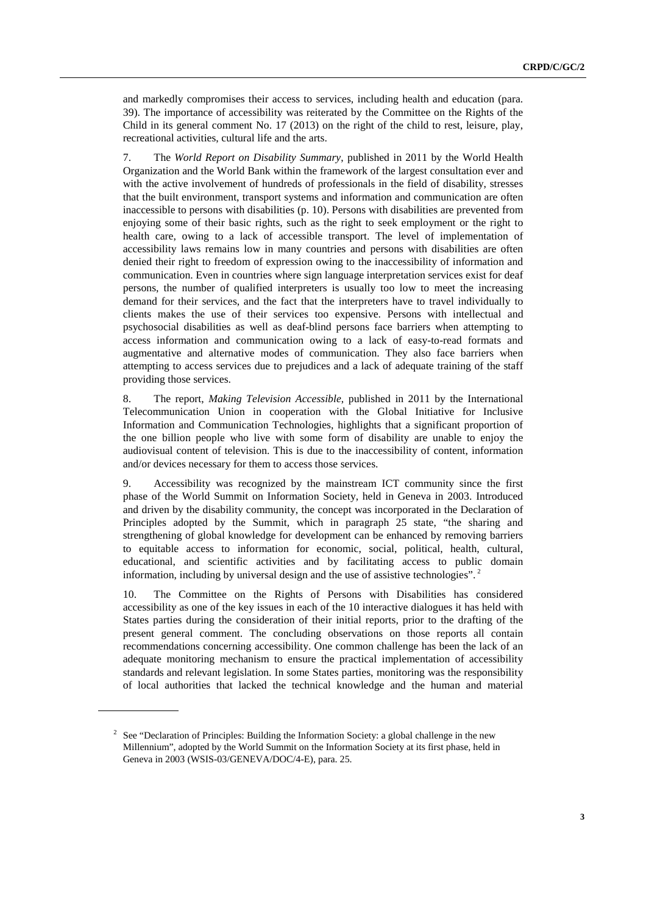and markedly compromises their access to services, including health and education (para. 39). The importance of accessibility was reiterated by the Committee on the Rights of the Child in its general comment No. 17 (2013) on the right of the child to rest, leisure, play, recreational activities, cultural life and the arts.

7. The *World Report on Disability Summary*, published in 2011 by the World Health Organization and the World Bank within the framework of the largest consultation ever and with the active involvement of hundreds of professionals in the field of disability, stresses that the built environment, transport systems and information and communication are often inaccessible to persons with disabilities (p. 10). Persons with disabilities are prevented from enjoying some of their basic rights, such as the right to seek employment or the right to health care, owing to a lack of accessible transport. The level of implementation of accessibility laws remains low in many countries and persons with disabilities are often denied their right to freedom of expression owing to the inaccessibility of information and communication. Even in countries where sign language interpretation services exist for deaf persons, the number of qualified interpreters is usually too low to meet the increasing demand for their services, and the fact that the interpreters have to travel individually to clients makes the use of their services too expensive. Persons with intellectual and psychosocial disabilities as well as deaf-blind persons face barriers when attempting to access information and communication owing to a lack of easy-to-read formats and augmentative and alternative modes of communication. They also face barriers when attempting to access services due to prejudices and a lack of adequate training of the staff providing those services.

8. The report, *Making Television Accessible*, published in 2011 by the International Telecommunication Union in cooperation with the Global Initiative for Inclusive Information and Communication Technologies, highlights that a significant proportion of the one billion people who live with some form of disability are unable to enjoy the audiovisual content of television. This is due to the inaccessibility of content, information and/or devices necessary for them to access those services.

9. Accessibility was recognized by the mainstream ICT community since the first phase of the World Summit on Information Society, held in Geneva in 2003. Introduced and driven by the disability community, the concept was incorporated in the Declaration of Principles adopted by the Summit, which in paragraph 25 state, "the sharing and strengthening of global knowledge for development can be enhanced by removing barriers to equitable access to information for economic, social, political, health, cultural, educational, and scientific activities and by facilitating access to public domain information, including by universal design and the use of assistive technologies".[2]

10. The Committee on the Rights of Persons with Disabilities has considered accessibility as one of the key issues in each of the 10 interactive dialogues it has held with States parties during the consideration of their initial reports, prior to the drafting of the present general comment. The concluding observations on those reports all contain recommendations concerning accessibility. One common challenge has been the lack of an adequate monitoring mechanism to ensure the practical implementation of accessibility standards and relevant legislation. In some States parties, monitoring was the responsibility of local authorities that lacked the technical knowledge and the human and material

---

[2] See "Declaration of Principles: Building the Information Society: a global challenge in the new Millennium", adopted by the World Summit on the Information Society at its first phase, held in Geneva in 2003 (WSIS-03/GENEVA/DOC/4-E), para. 25.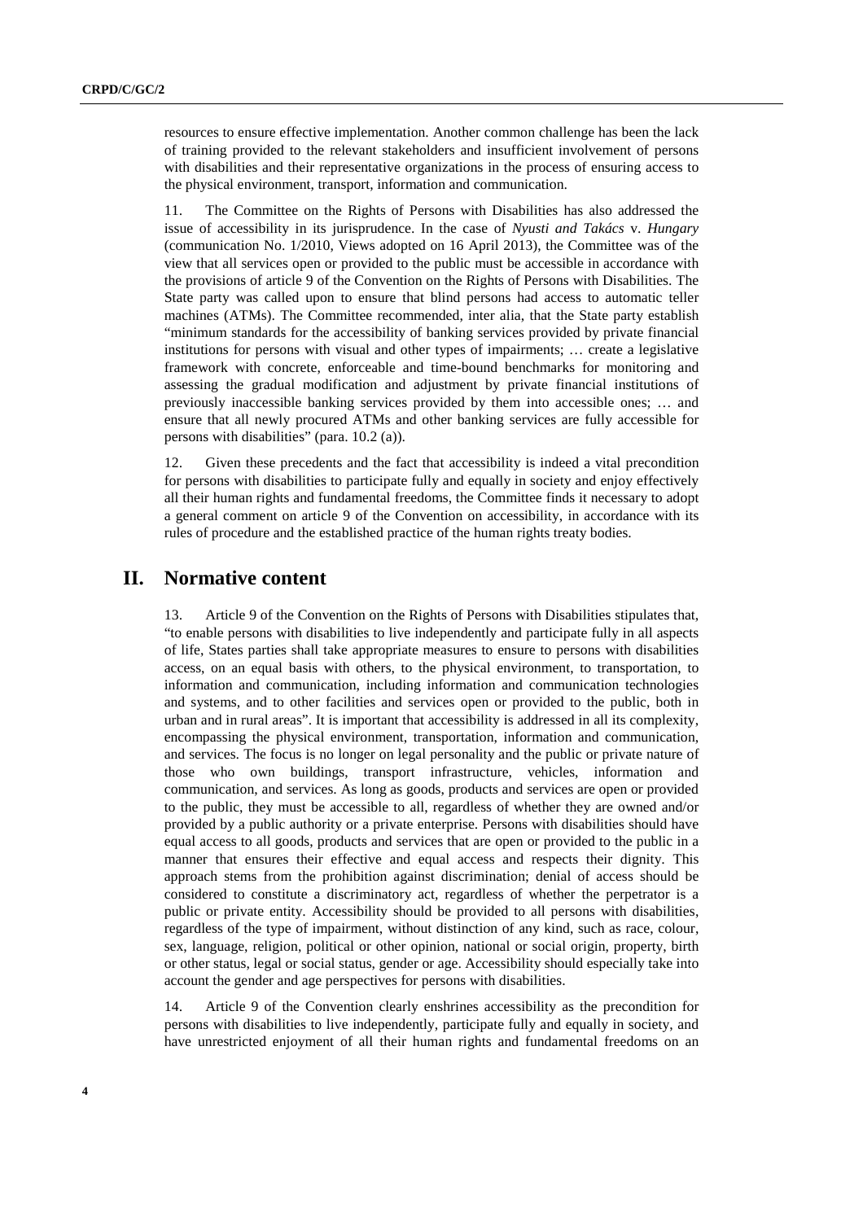resources to ensure effective implementation. Another common challenge has been the lack of training provided to the relevant stakeholders and insufficient involvement of persons with disabilities and their representative organizations in the process of ensuring access to the physical environment, transport, information and communication.

11. The Committee on the Rights of Persons with Disabilities has also addressed the issue of accessibility in its jurisprudence. In the case of *Nyusti and Takács* v. *Hungary* (communication No. 1/2010, Views adopted on 16 April 2013), the Committee was of the view that all services open or provided to the public must be accessible in accordance with the provisions of article 9 of the Convention on the Rights of Persons with Disabilities. The State party was called upon to ensure that blind persons had access to automatic teller machines (ATMs). The Committee recommended, inter alia, that the State party establish "minimum standards for the accessibility of banking services provided by private financial institutions for persons with visual and other types of impairments; … create a legislative framework with concrete, enforceable and time-bound benchmarks for monitoring and assessing the gradual modification and adjustment by private financial institutions of previously inaccessible banking services provided by them into accessible ones; … and ensure that all newly procured ATMs and other banking services are fully accessible for persons with disabilities" (para. 10.2 (a)).

12. Given these precedents and the fact that accessibility is indeed a vital precondition for persons with disabilities to participate fully and equally in society and enjoy effectively all their human rights and fundamental freedoms, the Committee finds it necessary to adopt a general comment on article 9 of the Convention on accessibility, in accordance with its rules of procedure and the established practice of the human rights treaty bodies.

## II. Normative content

13. Article 9 of the Convention on the Rights of Persons with Disabilities stipulates that, "to enable persons with disabilities to live independently and participate fully in all aspects of life, States parties shall take appropriate measures to ensure to persons with disabilities access, on an equal basis with others, to the physical environment, to transportation, to information and communication, including information and communication technologies and systems, and to other facilities and services open or provided to the public, both in urban and in rural areas". It is important that accessibility is addressed in all its complexity, encompassing the physical environment, transportation, information and communication, and services. The focus is no longer on legal personality and the public or private nature of those who own buildings, transport infrastructure, vehicles, information and communication, and services. As long as goods, products and services are open or provided to the public, they must be accessible to all, regardless of whether they are owned and/or provided by a public authority or a private enterprise. Persons with disabilities should have equal access to all goods, products and services that are open or provided to the public in a manner that ensures their effective and equal access and respects their dignity. This approach stems from the prohibition against discrimination; denial of access should be considered to constitute a discriminatory act, regardless of whether the perpetrator is a public or private entity. Accessibility should be provided to all persons with disabilities, regardless of the type of impairment, without distinction of any kind, such as race, colour, sex, language, religion, political or other opinion, national or social origin, property, birth or other status, legal or social status, gender or age. Accessibility should especially take into account the gender and age perspectives for persons with disabilities.

14. Article 9 of the Convention clearly enshrines accessibility as the precondition for persons with disabilities to live independently, participate fully and equally in society, and have unrestricted enjoyment of all their human rights and fundamental freedoms on an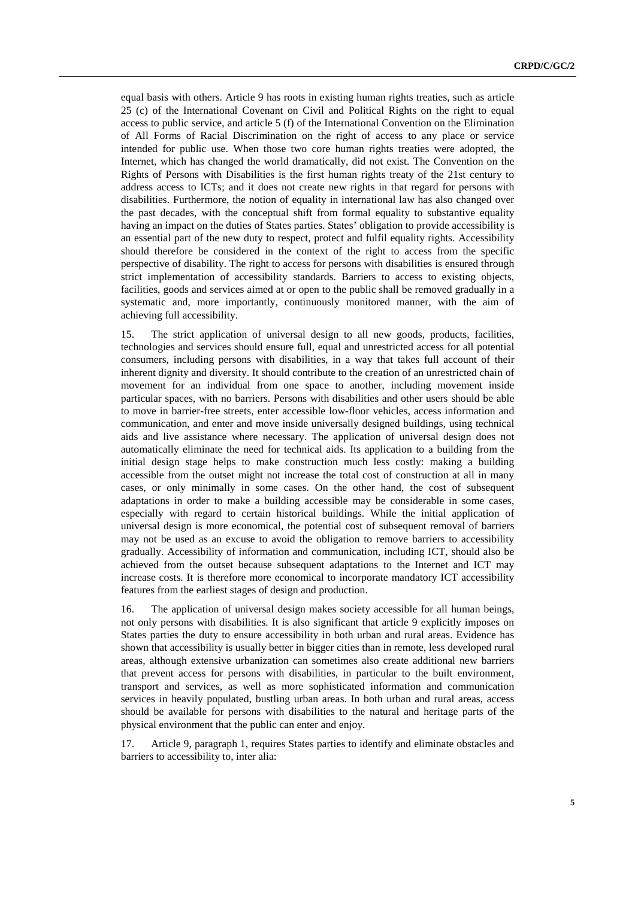equal basis with others. Article 9 has roots in existing human rights treaties, such as article 25 (c) of the International Covenant on Civil and Political Rights on the right to equal access to public service, and article 5 (f) of the International Convention on the Elimination of All Forms of Racial Discrimination on the right of access to any place or service intended for public use. When those two core human rights treaties were adopted, the Internet, which has changed the world dramatically, did not exist. The Convention on the Rights of Persons with Disabilities is the first human rights treaty of the 21st century to address access to ICTs; and it does not create new rights in that regard for persons with disabilities. Furthermore, the notion of equality in international law has also changed over the past decades, with the conceptual shift from formal equality to substantive equality having an impact on the duties of States parties. States' obligation to provide accessibility is an essential part of the new duty to respect, protect and fulfil equality rights. Accessibility should therefore be considered in the context of the right to access from the specific perspective of disability. The right to access for persons with disabilities is ensured through strict implementation of accessibility standards. Barriers to access to existing objects, facilities, goods and services aimed at or open to the public shall be removed gradually in a systematic and, more importantly, continuously monitored manner, with the aim of achieving full accessibility.

15. The strict application of universal design to all new goods, products, facilities, technologies and services should ensure full, equal and unrestricted access for all potential consumers, including persons with disabilities, in a way that takes full account of their inherent dignity and diversity. It should contribute to the creation of an unrestricted chain of movement for an individual from one space to another, including movement inside particular spaces, with no barriers. Persons with disabilities and other users should be able to move in barrier-free streets, enter accessible low-floor vehicles, access information and communication, and enter and move inside universally designed buildings, using technical aids and live assistance where necessary. The application of universal design does not automatically eliminate the need for technical aids. Its application to a building from the initial design stage helps to make construction much less costly: making a building accessible from the outset might not increase the total cost of construction at all in many cases, or only minimally in some cases. On the other hand, the cost of subsequent adaptations in order to make a building accessible may be considerable in some cases, especially with regard to certain historical buildings. While the initial application of universal design is more economical, the potential cost of subsequent removal of barriers may not be used as an excuse to avoid the obligation to remove barriers to accessibility gradually. Accessibility of information and communication, including ICT, should also be achieved from the outset because subsequent adaptations to the Internet and ICT may increase costs. It is therefore more economical to incorporate mandatory ICT accessibility features from the earliest stages of design and production.

16. The application of universal design makes society accessible for all human beings, not only persons with disabilities. It is also significant that article 9 explicitly imposes on States parties the duty to ensure accessibility in both urban and rural areas. Evidence has shown that accessibility is usually better in bigger cities than in remote, less developed rural areas, although extensive urbanization can sometimes also create additional new barriers that prevent access for persons with disabilities, in particular to the built environment, transport and services, as well as more sophisticated information and communication services in heavily populated, bustling urban areas. In both urban and rural areas, access should be available for persons with disabilities to the natural and heritage parts of the physical environment that the public can enter and enjoy.

17. Article 9, paragraph 1, requires States parties to identify and eliminate obstacles and barriers to accessibility to, inter alia: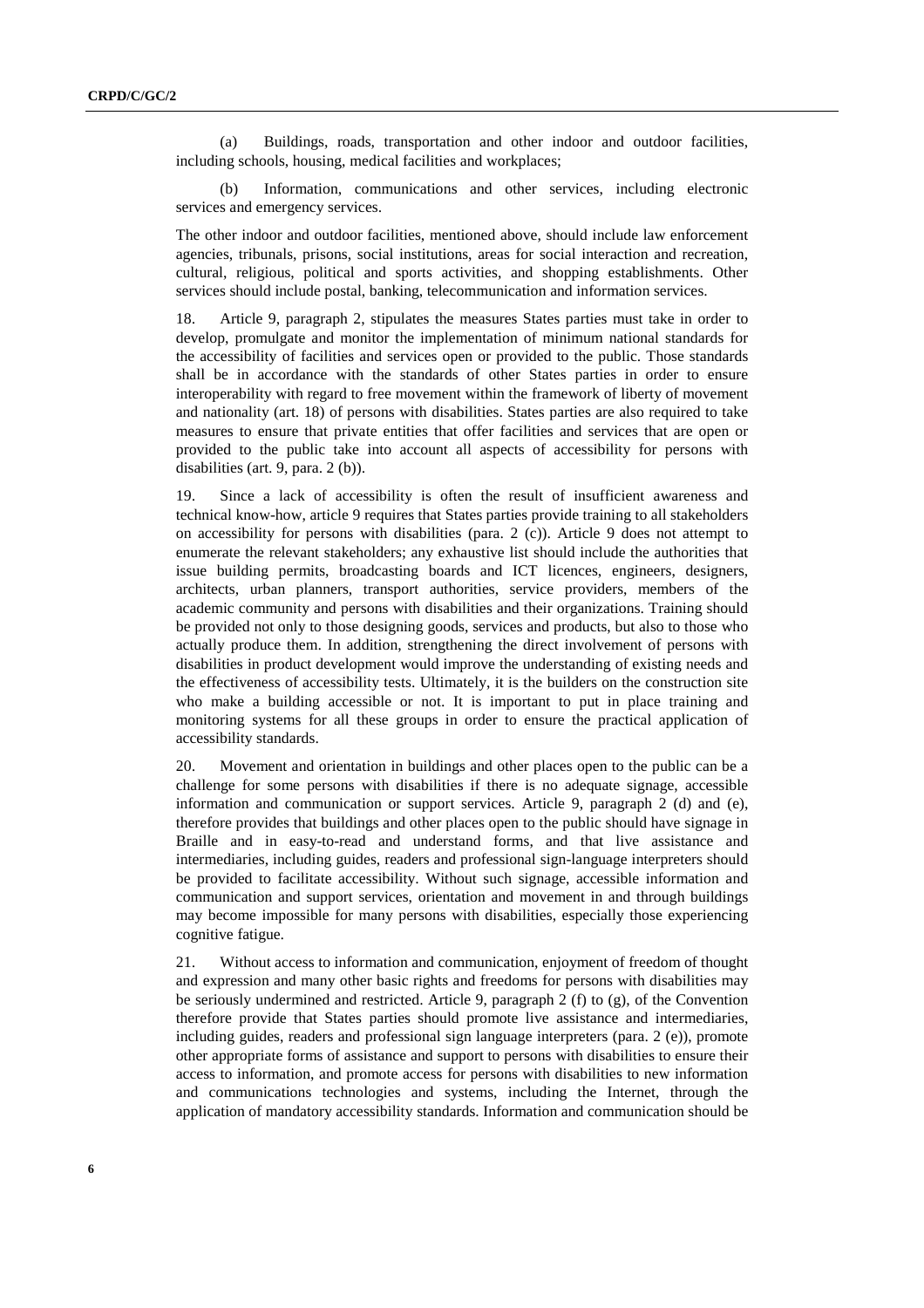(a) Buildings, roads, transportation and other indoor and outdoor facilities, including schools, housing, medical facilities and workplaces;

(b) Information, communications and other services, including electronic services and emergency services.

The other indoor and outdoor facilities, mentioned above, should include law enforcement agencies, tribunals, prisons, social institutions, areas for social interaction and recreation, cultural, religious, political and sports activities, and shopping establishments. Other services should include postal, banking, telecommunication and information services.

18. Article 9, paragraph 2, stipulates the measures States parties must take in order to develop, promulgate and monitor the implementation of minimum national standards for the accessibility of facilities and services open or provided to the public. Those standards shall be in accordance with the standards of other States parties in order to ensure interoperability with regard to free movement within the framework of liberty of movement and nationality (art. 18) of persons with disabilities. States parties are also required to take measures to ensure that private entities that offer facilities and services that are open or provided to the public take into account all aspects of accessibility for persons with disabilities (art. 9, para. 2 (b)).

19. Since a lack of accessibility is often the result of insufficient awareness and technical know-how, article 9 requires that States parties provide training to all stakeholders on accessibility for persons with disabilities (para. 2 (c)). Article 9 does not attempt to enumerate the relevant stakeholders; any exhaustive list should include the authorities that issue building permits, broadcasting boards and ICT licences, engineers, designers, architects, urban planners, transport authorities, service providers, members of the academic community and persons with disabilities and their organizations. Training should be provided not only to those designing goods, services and products, but also to those who actually produce them. In addition, strengthening the direct involvement of persons with disabilities in product development would improve the understanding of existing needs and the effectiveness of accessibility tests. Ultimately, it is the builders on the construction site who make a building accessible or not. It is important to put in place training and monitoring systems for all these groups in order to ensure the practical application of accessibility standards.

20. Movement and orientation in buildings and other places open to the public can be a challenge for some persons with disabilities if there is no adequate signage, accessible information and communication or support services. Article 9, paragraph 2 (d) and (e), therefore provides that buildings and other places open to the public should have signage in Braille and in easy-to-read and understand forms, and that live assistance and intermediaries, including guides, readers and professional sign-language interpreters should be provided to facilitate accessibility. Without such signage, accessible information and communication and support services, orientation and movement in and through buildings may become impossible for many persons with disabilities, especially those experiencing cognitive fatigue.

21. Without access to information and communication, enjoyment of freedom of thought and expression and many other basic rights and freedoms for persons with disabilities may be seriously undermined and restricted. Article 9, paragraph 2 (f) to (g), of the Convention therefore provide that States parties should promote live assistance and intermediaries, including guides, readers and professional sign language interpreters (para. 2 (e)), promote other appropriate forms of assistance and support to persons with disabilities to ensure their access to information, and promote access for persons with disabilities to new information and communications technologies and systems, including the Internet, through the application of mandatory accessibility standards. Information and communication should be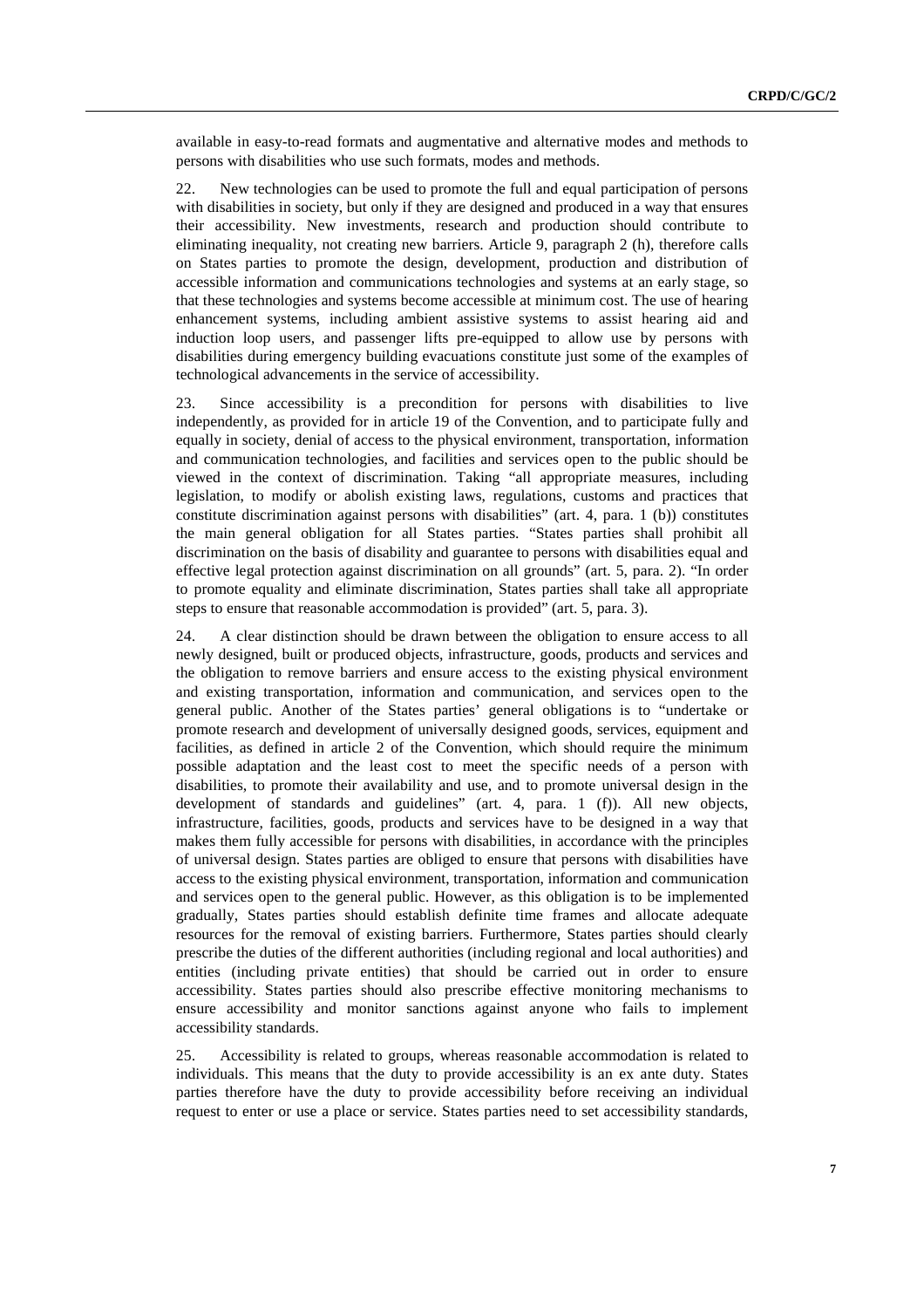available in easy-to-read formats and augmentative and alternative modes and methods to persons with disabilities who use such formats, modes and methods.

22. New technologies can be used to promote the full and equal participation of persons with disabilities in society, but only if they are designed and produced in a way that ensures their accessibility. New investments, research and production should contribute to eliminating inequality, not creating new barriers. Article 9, paragraph 2 (h), therefore calls on States parties to promote the design, development, production and distribution of accessible information and communications technologies and systems at an early stage, so that these technologies and systems become accessible at minimum cost. The use of hearing enhancement systems, including ambient assistive systems to assist hearing aid and induction loop users, and passenger lifts pre-equipped to allow use by persons with disabilities during emergency building evacuations constitute just some of the examples of technological advancements in the service of accessibility.

23. Since accessibility is a precondition for persons with disabilities to live independently, as provided for in article 19 of the Convention, and to participate fully and equally in society, denial of access to the physical environment, transportation, information and communication technologies, and facilities and services open to the public should be viewed in the context of discrimination. Taking "all appropriate measures, including legislation, to modify or abolish existing laws, regulations, customs and practices that constitute discrimination against persons with disabilities" (art. 4, para. 1 (b)) constitutes the main general obligation for all States parties. "States parties shall prohibit all discrimination on the basis of disability and guarantee to persons with disabilities equal and effective legal protection against discrimination on all grounds" (art. 5, para. 2). "In order to promote equality and eliminate discrimination, States parties shall take all appropriate steps to ensure that reasonable accommodation is provided" (art. 5, para. 3).

24. A clear distinction should be drawn between the obligation to ensure access to all newly designed, built or produced objects, infrastructure, goods, products and services and the obligation to remove barriers and ensure access to the existing physical environment and existing transportation, information and communication, and services open to the general public. Another of the States parties' general obligations is to "undertake or promote research and development of universally designed goods, services, equipment and facilities, as defined in article 2 of the Convention, which should require the minimum possible adaptation and the least cost to meet the specific needs of a person with disabilities, to promote their availability and use, and to promote universal design in the development of standards and guidelines" (art. 4, para. 1 (f)). All new objects, infrastructure, facilities, goods, products and services have to be designed in a way that makes them fully accessible for persons with disabilities, in accordance with the principles of universal design. States parties are obliged to ensure that persons with disabilities have access to the existing physical environment, transportation, information and communication and services open to the general public. However, as this obligation is to be implemented gradually, States parties should establish definite time frames and allocate adequate resources for the removal of existing barriers. Furthermore, States parties should clearly prescribe the duties of the different authorities (including regional and local authorities) and entities (including private entities) that should be carried out in order to ensure accessibility. States parties should also prescribe effective monitoring mechanisms to ensure accessibility and monitor sanctions against anyone who fails to implement accessibility standards.

25. Accessibility is related to groups, whereas reasonable accommodation is related to individuals. This means that the duty to provide accessibility is an ex ante duty. States parties therefore have the duty to provide accessibility before receiving an individual request to enter or use a place or service. States parties need to set accessibility standards,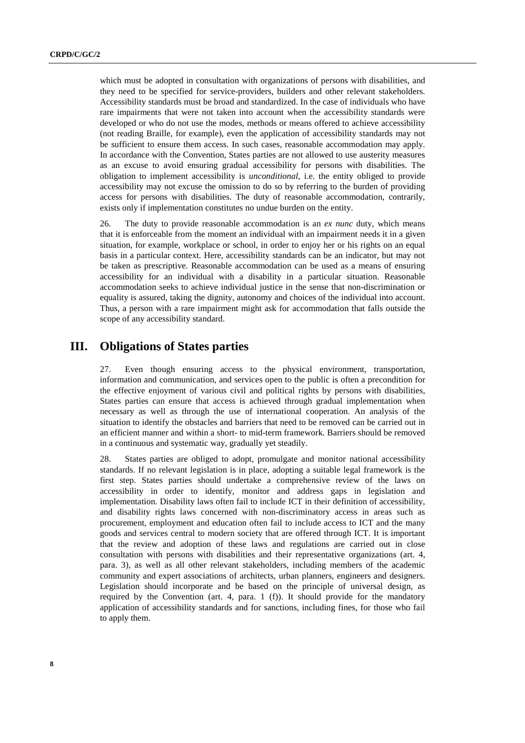which must be adopted in consultation with organizations of persons with disabilities, and they need to be specified for service-providers, builders and other relevant stakeholders. Accessibility standards must be broad and standardized. In the case of individuals who have rare impairments that were not taken into account when the accessibility standards were developed or who do not use the modes, methods or means offered to achieve accessibility (not reading Braille, for example), even the application of accessibility standards may not be sufficient to ensure them access. In such cases, reasonable accommodation may apply. In accordance with the Convention, States parties are not allowed to use austerity measures as an excuse to avoid ensuring gradual accessibility for persons with disabilities. The obligation to implement accessibility is *unconditional*, i.e. the entity obliged to provide accessibility may not excuse the omission to do so by referring to the burden of providing access for persons with disabilities. The duty of reasonable accommodation, contrarily, exists only if implementation constitutes no undue burden on the entity.

26. The duty to provide reasonable accommodation is an *ex nunc* duty, which means that it is enforceable from the moment an individual with an impairment needs it in a given situation, for example, workplace or school, in order to enjoy her or his rights on an equal basis in a particular context. Here, accessibility standards can be an indicator, but may not be taken as prescriptive. Reasonable accommodation can be used as a means of ensuring accessibility for an individual with a disability in a particular situation. Reasonable accommodation seeks to achieve individual justice in the sense that non-discrimination or equality is assured, taking the dignity, autonomy and choices of the individual into account. Thus, a person with a rare impairment might ask for accommodation that falls outside the scope of any accessibility standard.

# III. Obligations of States parties

27. Even though ensuring access to the physical environment, transportation, information and communication, and services open to the public is often a precondition for the effective enjoyment of various civil and political rights by persons with disabilities, States parties can ensure that access is achieved through gradual implementation when necessary as well as through the use of international cooperation. An analysis of the situation to identify the obstacles and barriers that need to be removed can be carried out in an efficient manner and within a short- to mid-term framework. Barriers should be removed in a continuous and systematic way, gradually yet steadily.

28. States parties are obliged to adopt, promulgate and monitor national accessibility standards. If no relevant legislation is in place, adopting a suitable legal framework is the first step. States parties should undertake a comprehensive review of the laws on accessibility in order to identify, monitor and address gaps in legislation and implementation. Disability laws often fail to include ICT in their definition of accessibility, and disability rights laws concerned with non-discriminatory access in areas such as procurement, employment and education often fail to include access to ICT and the many goods and services central to modern society that are offered through ICT. It is important that the review and adoption of these laws and regulations are carried out in close consultation with persons with disabilities and their representative organizations (art. 4, para. 3), as well as all other relevant stakeholders, including members of the academic community and expert associations of architects, urban planners, engineers and designers. Legislation should incorporate and be based on the principle of universal design, as required by the Convention (art. 4, para. 1 (f)). It should provide for the mandatory application of accessibility standards and for sanctions, including fines, for those who fail to apply them.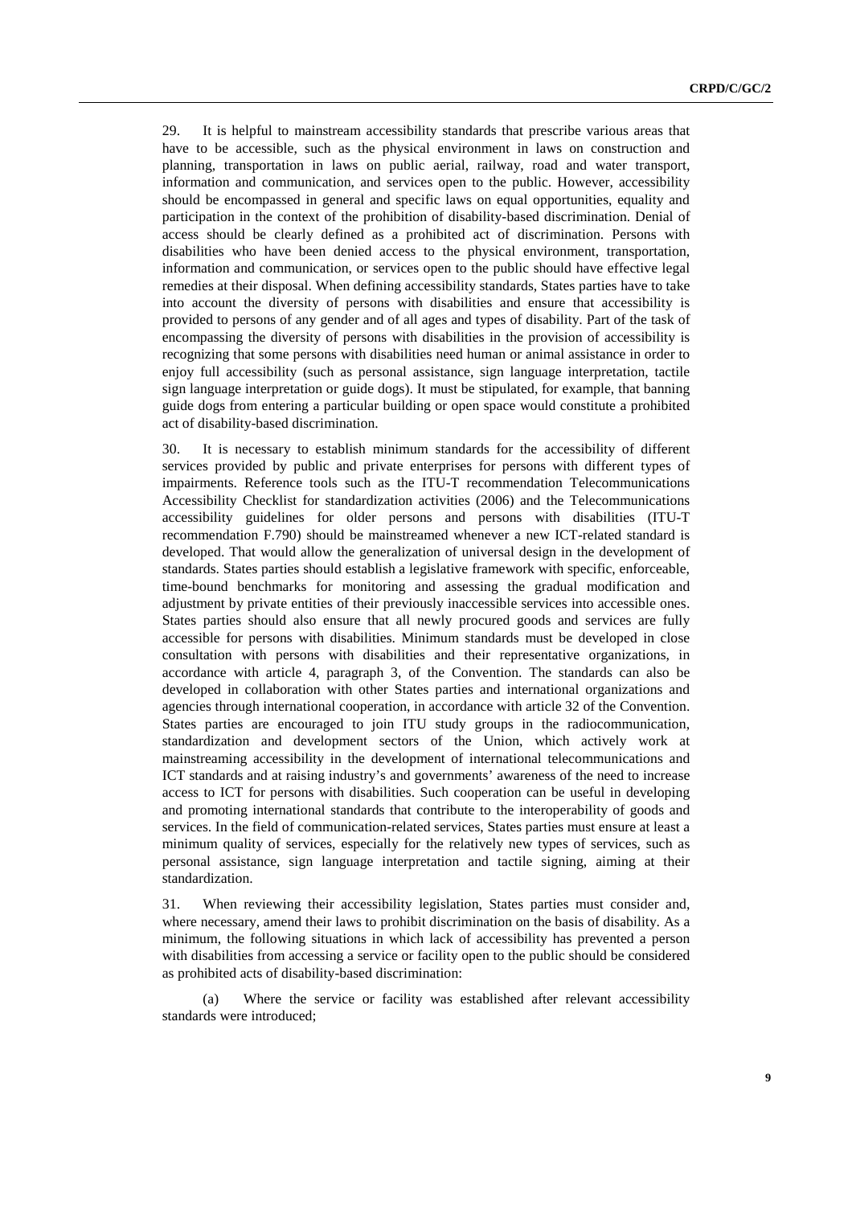29. It is helpful to mainstream accessibility standards that prescribe various areas that have to be accessible, such as the physical environment in laws on construction and planning, transportation in laws on public aerial, railway, road and water transport, information and communication, and services open to the public. However, accessibility should be encompassed in general and specific laws on equal opportunities, equality and participation in the context of the prohibition of disability-based discrimination. Denial of access should be clearly defined as a prohibited act of discrimination. Persons with disabilities who have been denied access to the physical environment, transportation, information and communication, or services open to the public should have effective legal remedies at their disposal. When defining accessibility standards, States parties have to take into account the diversity of persons with disabilities and ensure that accessibility is provided to persons of any gender and of all ages and types of disability. Part of the task of encompassing the diversity of persons with disabilities in the provision of accessibility is recognizing that some persons with disabilities need human or animal assistance in order to enjoy full accessibility (such as personal assistance, sign language interpretation, tactile sign language interpretation or guide dogs). It must be stipulated, for example, that banning guide dogs from entering a particular building or open space would constitute a prohibited act of disability-based discrimination.

30. It is necessary to establish minimum standards for the accessibility of different services provided by public and private enterprises for persons with different types of impairments. Reference tools such as the ITU-T recommendation Telecommunications Accessibility Checklist for standardization activities (2006) and the Telecommunications accessibility guidelines for older persons and persons with disabilities (ITU-T recommendation F.790) should be mainstreamed whenever a new ICT-related standard is developed. That would allow the generalization of universal design in the development of standards. States parties should establish a legislative framework with specific, enforceable, time-bound benchmarks for monitoring and assessing the gradual modification and adjustment by private entities of their previously inaccessible services into accessible ones. States parties should also ensure that all newly procured goods and services are fully accessible for persons with disabilities. Minimum standards must be developed in close consultation with persons with disabilities and their representative organizations, in accordance with article 4, paragraph 3, of the Convention. The standards can also be developed in collaboration with other States parties and international organizations and agencies through international cooperation, in accordance with article 32 of the Convention. States parties are encouraged to join ITU study groups in the radiocommunication, standardization and development sectors of the Union, which actively work at mainstreaming accessibility in the development of international telecommunications and ICT standards and at raising industry's and governments' awareness of the need to increase access to ICT for persons with disabilities. Such cooperation can be useful in developing and promoting international standards that contribute to the interoperability of goods and services. In the field of communication-related services, States parties must ensure at least a minimum quality of services, especially for the relatively new types of services, such as personal assistance, sign language interpretation and tactile signing, aiming at their standardization.

31. When reviewing their accessibility legislation, States parties must consider and, where necessary, amend their laws to prohibit discrimination on the basis of disability. As a minimum, the following situations in which lack of accessibility has prevented a person with disabilities from accessing a service or facility open to the public should be considered as prohibited acts of disability-based discrimination:

(a) Where the service or facility was established after relevant accessibility standards were introduced;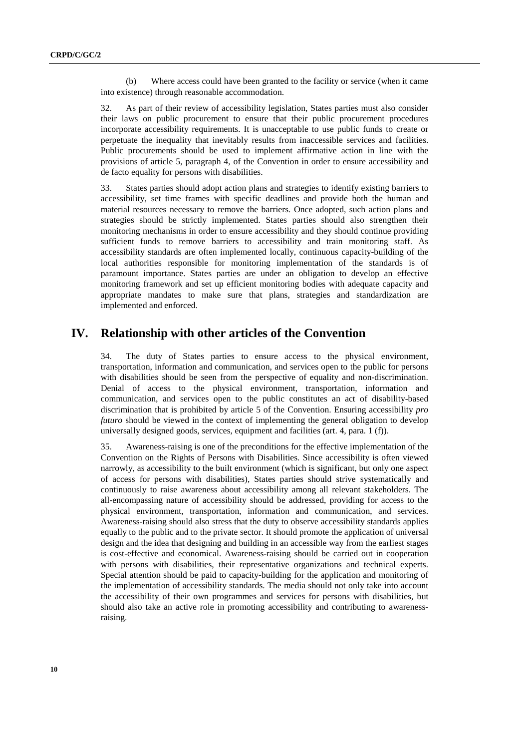(b) Where access could have been granted to the facility or service (when it came into existence) through reasonable accommodation.

32. As part of their review of accessibility legislation, States parties must also consider their laws on public procurement to ensure that their public procurement procedures incorporate accessibility requirements. It is unacceptable to use public funds to create or perpetuate the inequality that inevitably results from inaccessible services and facilities. Public procurements should be used to implement affirmative action in line with the provisions of article 5, paragraph 4, of the Convention in order to ensure accessibility and de facto equality for persons with disabilities.

33. States parties should adopt action plans and strategies to identify existing barriers to accessibility, set time frames with specific deadlines and provide both the human and material resources necessary to remove the barriers. Once adopted, such action plans and strategies should be strictly implemented. States parties should also strengthen their monitoring mechanisms in order to ensure accessibility and they should continue providing sufficient funds to remove barriers to accessibility and train monitoring staff. As accessibility standards are often implemented locally, continuous capacity-building of the local authorities responsible for monitoring implementation of the standards is of paramount importance. States parties are under an obligation to develop an effective monitoring framework and set up efficient monitoring bodies with adequate capacity and appropriate mandates to make sure that plans, strategies and standardization are implemented and enforced.

## IV. Relationship with other articles of the Convention

34. The duty of States parties to ensure access to the physical environment, transportation, information and communication, and services open to the public for persons with disabilities should be seen from the perspective of equality and non-discrimination. Denial of access to the physical environment, transportation, information and communication, and services open to the public constitutes an act of disability-based discrimination that is prohibited by article 5 of the Convention. Ensuring accessibility *pro futuro* should be viewed in the context of implementing the general obligation to develop universally designed goods, services, equipment and facilities (art. 4, para. 1 (f)).

35. Awareness-raising is one of the preconditions for the effective implementation of the Convention on the Rights of Persons with Disabilities. Since accessibility is often viewed narrowly, as accessibility to the built environment (which is significant, but only one aspect of access for persons with disabilities), States parties should strive systematically and continuously to raise awareness about accessibility among all relevant stakeholders. The all-encompassing nature of accessibility should be addressed, providing for access to the physical environment, transportation, information and communication, and services. Awareness-raising should also stress that the duty to observe accessibility standards applies equally to the public and to the private sector. It should promote the application of universal design and the idea that designing and building in an accessible way from the earliest stages is cost-effective and economical. Awareness-raising should be carried out in cooperation with persons with disabilities, their representative organizations and technical experts. Special attention should be paid to capacity-building for the application and monitoring of the implementation of accessibility standards. The media should not only take into account the accessibility of their own programmes and services for persons with disabilities, but should also take an active role in promoting accessibility and contributing to awareness-raising.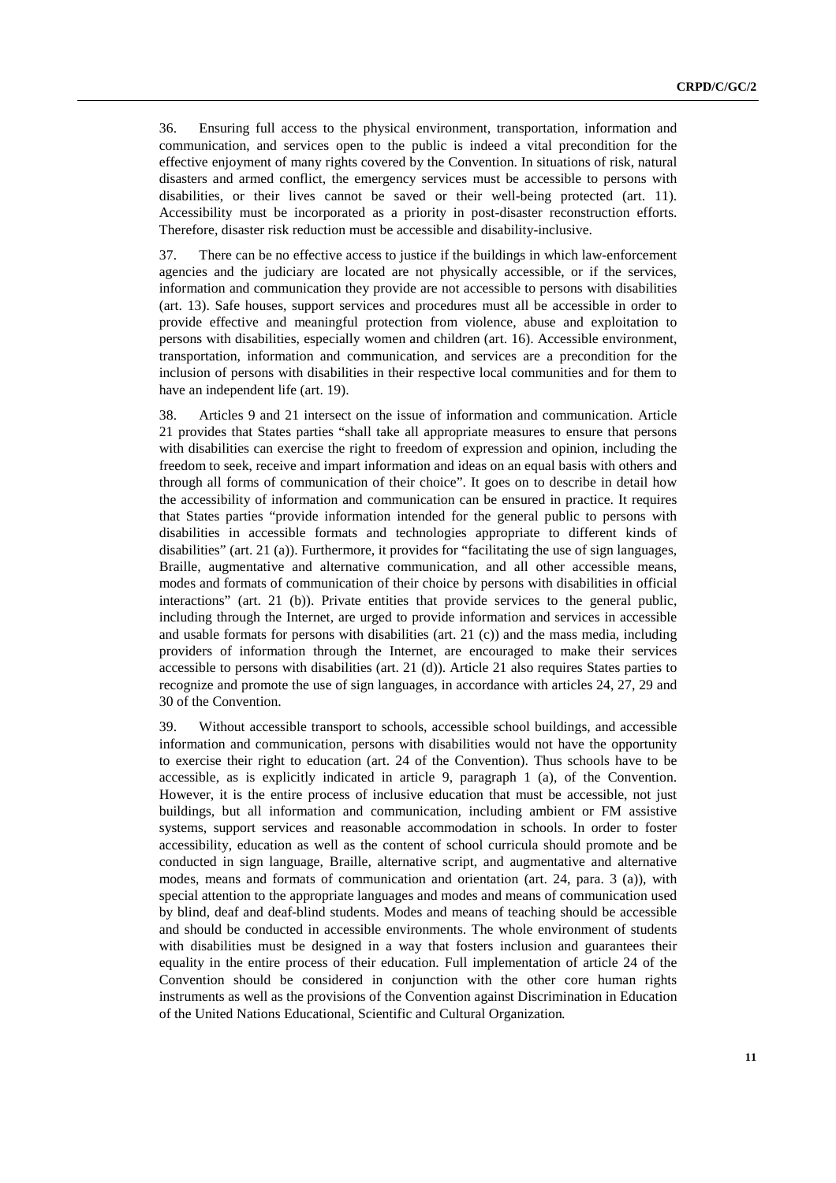36. Ensuring full access to the physical environment, transportation, information and communication, and services open to the public is indeed a vital precondition for the effective enjoyment of many rights covered by the Convention. In situations of risk, natural disasters and armed conflict, the emergency services must be accessible to persons with disabilities, or their lives cannot be saved or their well-being protected (art. 11). Accessibility must be incorporated as a priority in post-disaster reconstruction efforts. Therefore, disaster risk reduction must be accessible and disability-inclusive.

37. There can be no effective access to justice if the buildings in which law-enforcement agencies and the judiciary are located are not physically accessible, or if the services, information and communication they provide are not accessible to persons with disabilities (art. 13). Safe houses, support services and procedures must all be accessible in order to provide effective and meaningful protection from violence, abuse and exploitation to persons with disabilities, especially women and children (art. 16). Accessible environment, transportation, information and communication, and services are a precondition for the inclusion of persons with disabilities in their respective local communities and for them to have an independent life (art. 19).

38. Articles 9 and 21 intersect on the issue of information and communication. Article 21 provides that States parties "shall take all appropriate measures to ensure that persons with disabilities can exercise the right to freedom of expression and opinion, including the freedom to seek, receive and impart information and ideas on an equal basis with others and through all forms of communication of their choice". It goes on to describe in detail how the accessibility of information and communication can be ensured in practice. It requires that States parties "provide information intended for the general public to persons with disabilities in accessible formats and technologies appropriate to different kinds of disabilities" (art. 21 (a)). Furthermore, it provides for "facilitating the use of sign languages, Braille, augmentative and alternative communication, and all other accessible means, modes and formats of communication of their choice by persons with disabilities in official interactions" (art. 21 (b)). Private entities that provide services to the general public, including through the Internet, are urged to provide information and services in accessible and usable formats for persons with disabilities (art. 21 (c)) and the mass media, including providers of information through the Internet, are encouraged to make their services accessible to persons with disabilities (art. 21 (d)). Article 21 also requires States parties to recognize and promote the use of sign languages, in accordance with articles 24, 27, 29 and 30 of the Convention.

39. Without accessible transport to schools, accessible school buildings, and accessible information and communication, persons with disabilities would not have the opportunity to exercise their right to education (art. 24 of the Convention). Thus schools have to be accessible, as is explicitly indicated in article 9, paragraph 1 (a), of the Convention. However, it is the entire process of inclusive education that must be accessible, not just buildings, but all information and communication, including ambient or FM assistive systems, support services and reasonable accommodation in schools. In order to foster accessibility, education as well as the content of school curricula should promote and be conducted in sign language, Braille, alternative script, and augmentative and alternative modes, means and formats of communication and orientation (art. 24, para. 3 (a)), with special attention to the appropriate languages and modes and means of communication used by blind, deaf and deaf-blind students. Modes and means of teaching should be accessible and should be conducted in accessible environments. The whole environment of students with disabilities must be designed in a way that fosters inclusion and guarantees their equality in the entire process of their education. Full implementation of article 24 of the Convention should be considered in conjunction with the other core human rights instruments as well as the provisions of the Convention against Discrimination in Education of the United Nations Educational, Scientific and Cultural Organization.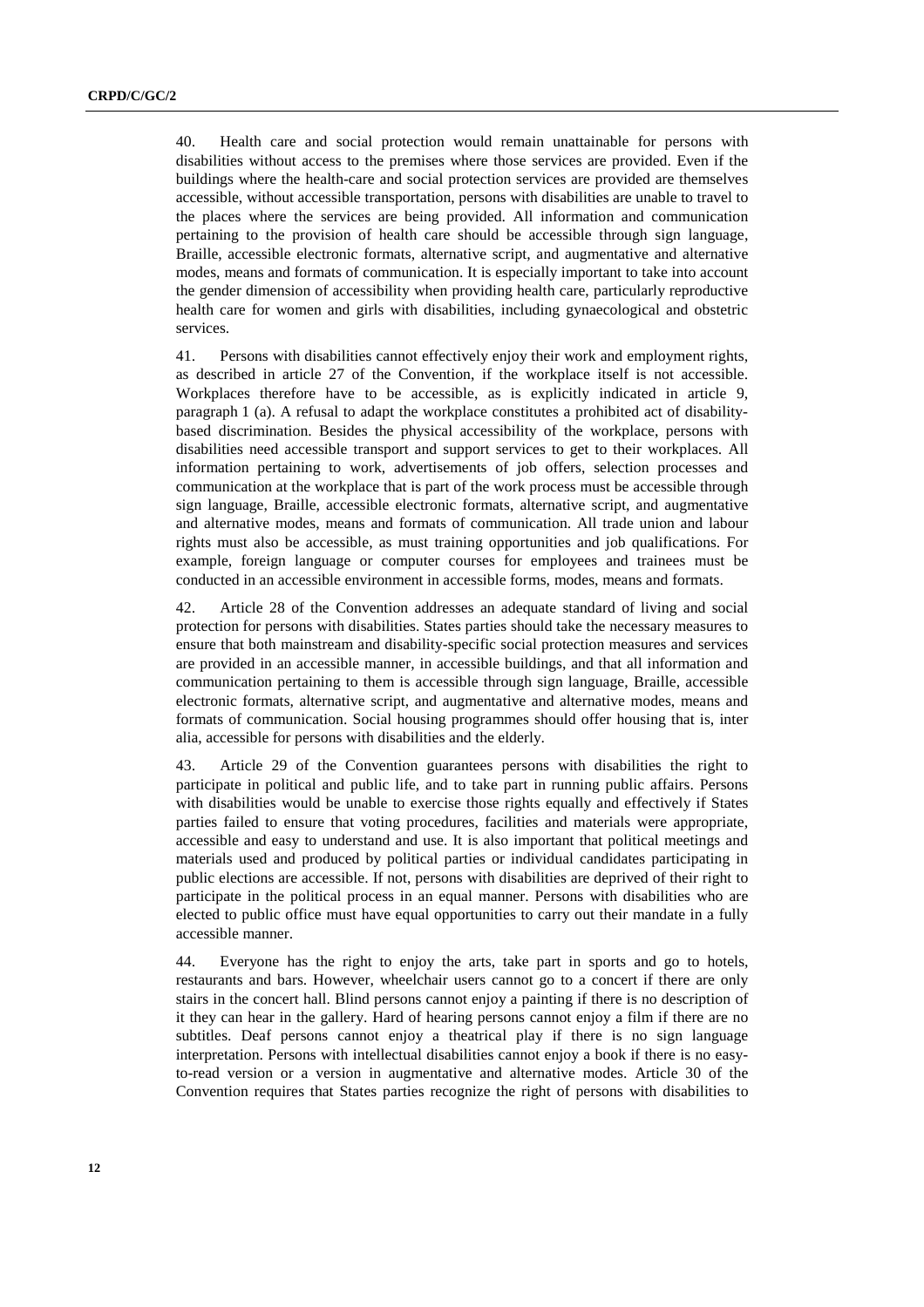40. Health care and social protection would remain unattainable for persons with disabilities without access to the premises where those services are provided. Even if the buildings where the health-care and social protection services are provided are themselves accessible, without accessible transportation, persons with disabilities are unable to travel to the places where the services are being provided. All information and communication pertaining to the provision of health care should be accessible through sign language, Braille, accessible electronic formats, alternative script, and augmentative and alternative modes, means and formats of communication. It is especially important to take into account the gender dimension of accessibility when providing health care, particularly reproductive health care for women and girls with disabilities, including gynaecological and obstetric services.

41. Persons with disabilities cannot effectively enjoy their work and employment rights, as described in article 27 of the Convention, if the workplace itself is not accessible. Workplaces therefore have to be accessible, as is explicitly indicated in article 9, paragraph 1 (a). A refusal to adapt the workplace constitutes a prohibited act of disability-based discrimination. Besides the physical accessibility of the workplace, persons with disabilities need accessible transport and support services to get to their workplaces. All information pertaining to work, advertisements of job offers, selection processes and communication at the workplace that is part of the work process must be accessible through sign language, Braille, accessible electronic formats, alternative script, and augmentative and alternative modes, means and formats of communication. All trade union and labour rights must also be accessible, as must training opportunities and job qualifications. For example, foreign language or computer courses for employees and trainees must be conducted in an accessible environment in accessible forms, modes, means and formats.

42. Article 28 of the Convention addresses an adequate standard of living and social protection for persons with disabilities. States parties should take the necessary measures to ensure that both mainstream and disability-specific social protection measures and services are provided in an accessible manner, in accessible buildings, and that all information and communication pertaining to them is accessible through sign language, Braille, accessible electronic formats, alternative script, and augmentative and alternative modes, means and formats of communication. Social housing programmes should offer housing that is, inter alia, accessible for persons with disabilities and the elderly.

43. Article 29 of the Convention guarantees persons with disabilities the right to participate in political and public life, and to take part in running public affairs. Persons with disabilities would be unable to exercise those rights equally and effectively if States parties failed to ensure that voting procedures, facilities and materials were appropriate, accessible and easy to understand and use. It is also important that political meetings and materials used and produced by political parties or individual candidates participating in public elections are accessible. If not, persons with disabilities are deprived of their right to participate in the political process in an equal manner. Persons with disabilities who are elected to public office must have equal opportunities to carry out their mandate in a fully accessible manner.

44. Everyone has the right to enjoy the arts, take part in sports and go to hotels, restaurants and bars. However, wheelchair users cannot go to a concert if there are only stairs in the concert hall. Blind persons cannot enjoy a painting if there is no description of it they can hear in the gallery. Hard of hearing persons cannot enjoy a film if there are no subtitles. Deaf persons cannot enjoy a theatrical play if there is no sign language interpretation. Persons with intellectual disabilities cannot enjoy a book if there is no easy-to-read version or a version in augmentative and alternative modes. Article 30 of the Convention requires that States parties recognize the right of persons with disabilities to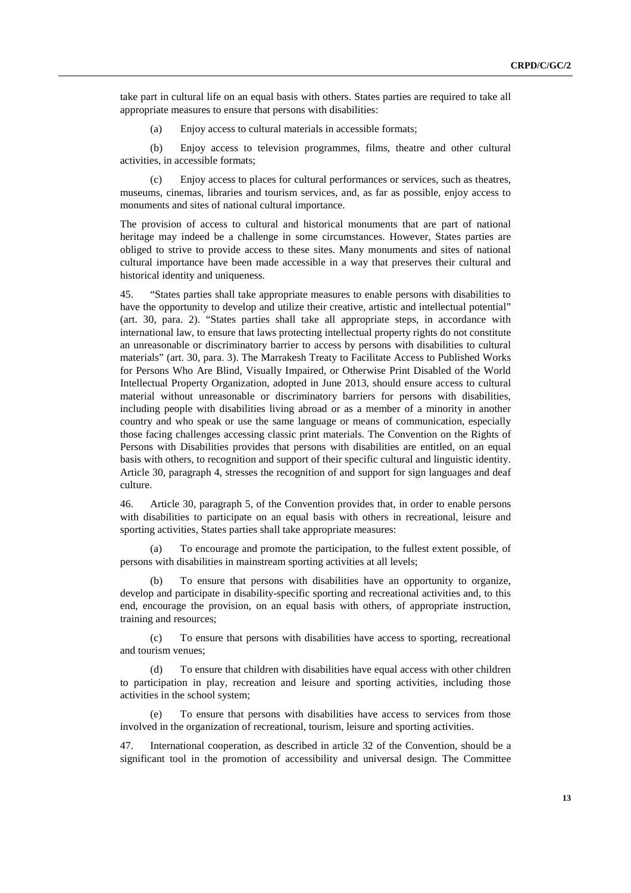take part in cultural life on an equal basis with others. States parties are required to take all appropriate measures to ensure that persons with disabilities:

(a) Enjoy access to cultural materials in accessible formats;

(b) Enjoy access to television programmes, films, theatre and other cultural activities, in accessible formats;

(c) Enjoy access to places for cultural performances or services, such as theatres, museums, cinemas, libraries and tourism services, and, as far as possible, enjoy access to monuments and sites of national cultural importance.

The provision of access to cultural and historical monuments that are part of national heritage may indeed be a challenge in some circumstances. However, States parties are obliged to strive to provide access to these sites. Many monuments and sites of national cultural importance have been made accessible in a way that preserves their cultural and historical identity and uniqueness.

45. "States parties shall take appropriate measures to enable persons with disabilities to have the opportunity to develop and utilize their creative, artistic and intellectual potential" (art. 30, para. 2). "States parties shall take all appropriate steps, in accordance with international law, to ensure that laws protecting intellectual property rights do not constitute an unreasonable or discriminatory barrier to access by persons with disabilities to cultural materials" (art. 30, para. 3). The Marrakesh Treaty to Facilitate Access to Published Works for Persons Who Are Blind, Visually Impaired, or Otherwise Print Disabled of the World Intellectual Property Organization, adopted in June 2013, should ensure access to cultural material without unreasonable or discriminatory barriers for persons with disabilities, including people with disabilities living abroad or as a member of a minority in another country and who speak or use the same language or means of communication, especially those facing challenges accessing classic print materials. The Convention on the Rights of Persons with Disabilities provides that persons with disabilities are entitled, on an equal basis with others, to recognition and support of their specific cultural and linguistic identity. Article 30, paragraph 4, stresses the recognition of and support for sign languages and deaf culture.

46. Article 30, paragraph 5, of the Convention provides that, in order to enable persons with disabilities to participate on an equal basis with others in recreational, leisure and sporting activities, States parties shall take appropriate measures:

(a) To encourage and promote the participation, to the fullest extent possible, of persons with disabilities in mainstream sporting activities at all levels;

(b) To ensure that persons with disabilities have an opportunity to organize, develop and participate in disability-specific sporting and recreational activities and, to this end, encourage the provision, on an equal basis with others, of appropriate instruction, training and resources;

(c) To ensure that persons with disabilities have access to sporting, recreational and tourism venues;

(d) To ensure that children with disabilities have equal access with other children to participation in play, recreation and leisure and sporting activities, including those activities in the school system;

(e) To ensure that persons with disabilities have access to services from those involved in the organization of recreational, tourism, leisure and sporting activities.

47. International cooperation, as described in article 32 of the Convention, should be a significant tool in the promotion of accessibility and universal design. The Committee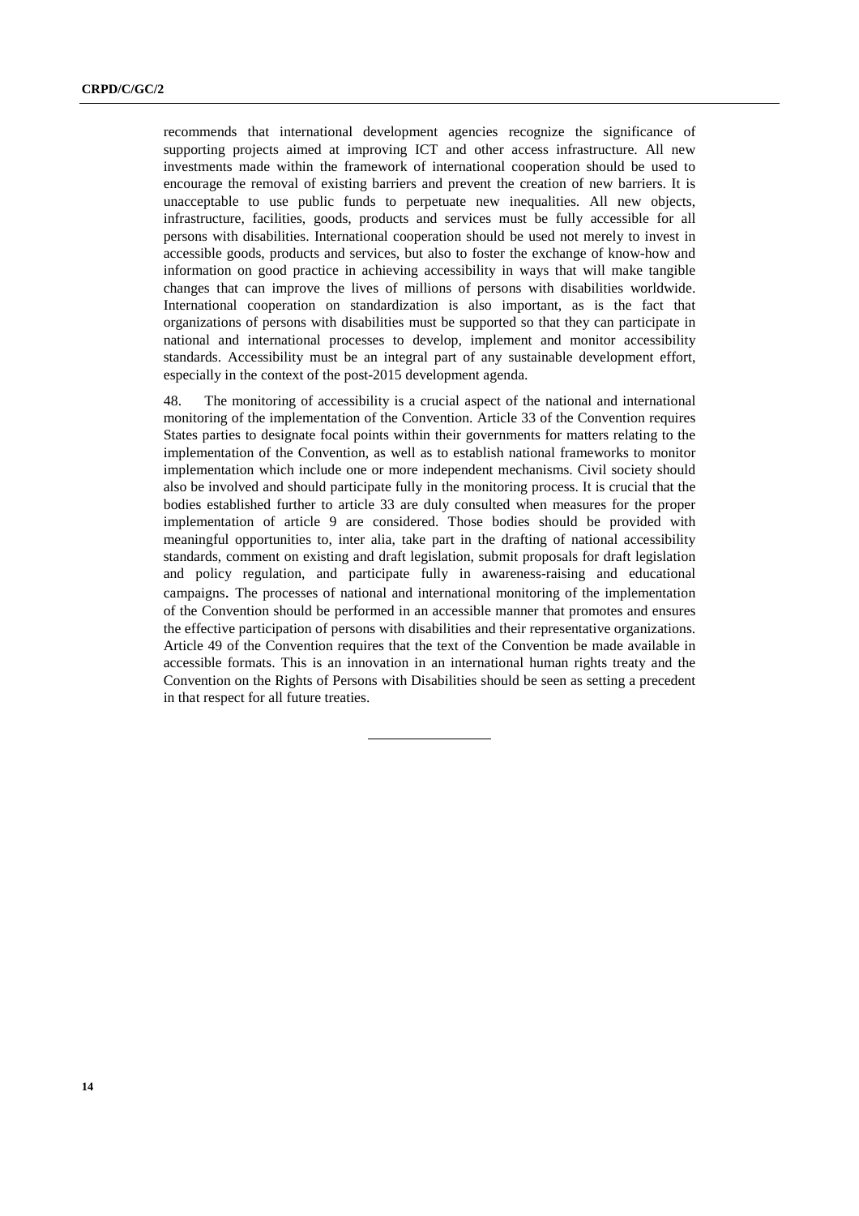recommends that international development agencies recognize the significance of supporting projects aimed at improving ICT and other access infrastructure. All new investments made within the framework of international cooperation should be used to encourage the removal of existing barriers and prevent the creation of new barriers. It is unacceptable to use public funds to perpetuate new inequalities. All new objects, infrastructure, facilities, goods, products and services must be fully accessible for all persons with disabilities. International cooperation should be used not merely to invest in accessible goods, products and services, but also to foster the exchange of know-how and information on good practice in achieving accessibility in ways that will make tangible changes that can improve the lives of millions of persons with disabilities worldwide. International cooperation on standardization is also important, as is the fact that organizations of persons with disabilities must be supported so that they can participate in national and international processes to develop, implement and monitor accessibility standards. Accessibility must be an integral part of any sustainable development effort, especially in the context of the post-2015 development agenda.

48. The monitoring of accessibility is a crucial aspect of the national and international monitoring of the implementation of the Convention. Article 33 of the Convention requires States parties to designate focal points within their governments for matters relating to the implementation of the Convention, as well as to establish national frameworks to monitor implementation which include one or more independent mechanisms. Civil society should also be involved and should participate fully in the monitoring process. It is crucial that the bodies established further to article 33 are duly consulted when measures for the proper implementation of article 9 are considered. Those bodies should be provided with meaningful opportunities to, inter alia, take part in the drafting of national accessibility standards, comment on existing and draft legislation, submit proposals for draft legislation and policy regulation, and participate fully in awareness-raising and educational campaigns. The processes of national and international monitoring of the implementation of the Convention should be performed in an accessible manner that promotes and ensures the effective participation of persons with disabilities and their representative organizations. Article 49 of the Convention requires that the text of the Convention be made available in accessible formats. This is an innovation in an international human rights treaty and the Convention on the Rights of Persons with Disabilities should be seen as setting a precedent in that respect for all future treaties.